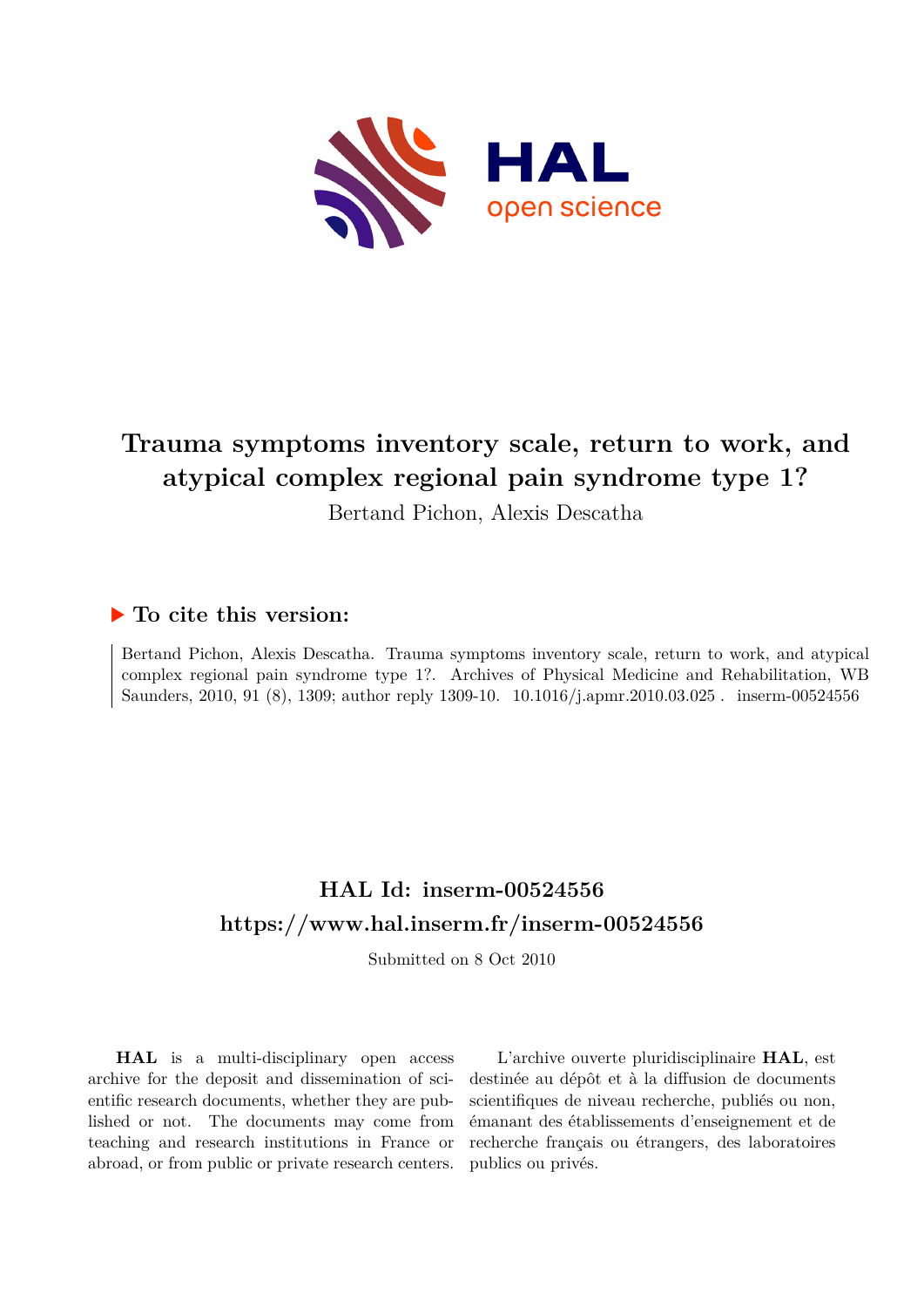# Trauma symptoms inventory scale, return to work, and atypical complex regional pain syndrome type 1?

Bertand Pichon, Alexis Descatha

## ▶ To cite this version:

Bertand Pichon, Alexis Descatha. Trauma symptoms inventory scale, return to work, and atypical complex regional pain syndrome type 1?. Archives of Physical Medicine and Rehabilitation, WB Saunders, 2010, 91 (8), 1309; author reply 1309-10. 10.1016/j.apmr.2010.03.025 . inserm-00524556

## HAL Id: inserm-00524556

## https://www.hal.inserm.fr/inserm-00524556

Submitted on 8 Oct 2010

**HAL** is a multi-disciplinary open access archive for the deposit and dissemination of scientific research documents, whether they are published or not. The documents may come from teaching and research institutions in France or abroad, or from public or private research centers.

L'archive ouverte pluridisciplinaire **HAL**, est destinée au dépôt et à la diffusion de documents scientifiques de niveau recherche, publiés ou non, émanant des établissements d'enseignement et de recherche français ou étrangers, des laboratoires publics ou privés.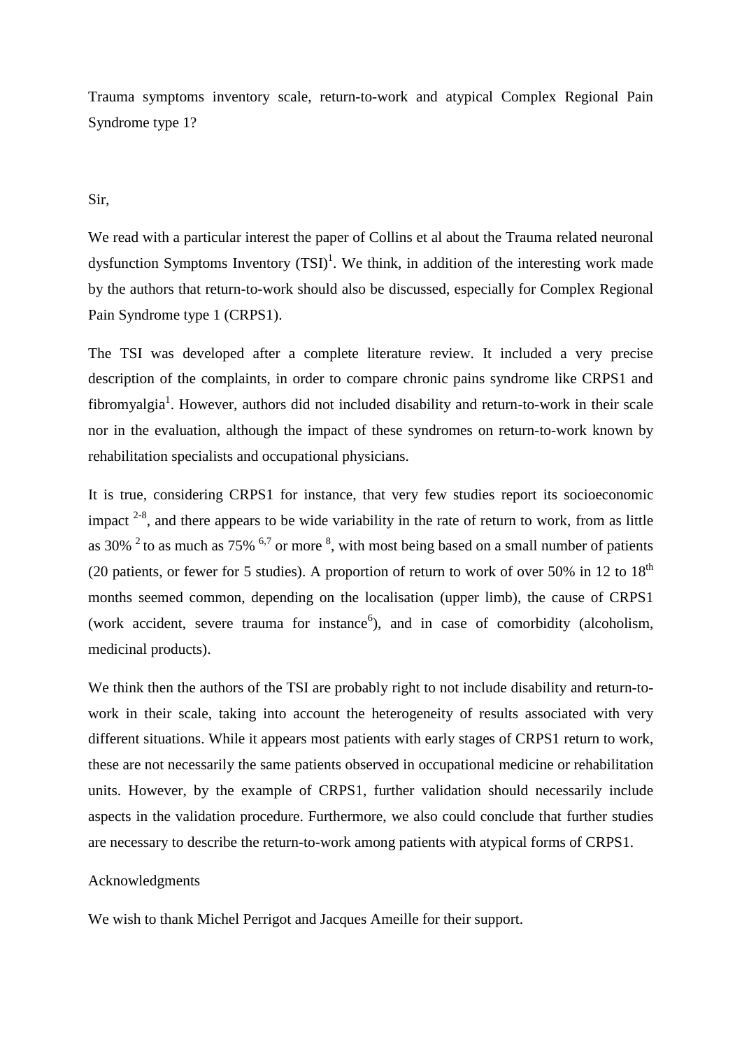Trauma symptoms inventory scale, return-to-work and atypical Complex Regional Pain Syndrome type 1?

Sir,

We read with a particular interest the paper of Collins et al about the Trauma related neuronal dysfunction Symptoms Inventory (TSI)[1]. We think, in addition of the interesting work made by the authors that return-to-work should also be discussed, especially for Complex Regional Pain Syndrome type 1 (CRPS1).

The TSI was developed after a complete literature review. It included a very precise description of the complaints, in order to compare chronic pains syndrome like CRPS1 and fibromyalgia[1]. However, authors did not included disability and return-to-work in their scale nor in the evaluation, although the impact of these syndromes on return-to-work known by rehabilitation specialists and occupational physicians.

It is true, considering CRPS1 for instance, that very few studies report its socioeconomic impact [2-8], and there appears to be wide variability in the rate of return to work, from as little as 30% [2] to as much as 75% [6,7] or more [8], with most being based on a small number of patients (20 patients, or fewer for 5 studies). A proportion of return to work of over 50% in 12 to 18$^{th}$ months seemed common, depending on the localisation (upper limb), the cause of CRPS1 (work accident, severe trauma for instance[6]), and in case of comorbidity (alcoholism, medicinal products).

We think then the authors of the TSI are probably right to not include disability and return-to-work in their scale, taking into account the heterogeneity of results associated with very different situations. While it appears most patients with early stages of CRPS1 return to work, these are not necessarily the same patients observed in occupational medicine or rehabilitation units. However, by the example of CRPS1, further validation should necessarily include aspects in the validation procedure. Furthermore, we also could conclude that further studies are necessary to describe the return-to-work among patients with atypical forms of CRPS1.

Acknowledgments

We wish to thank Michel Perrigot and Jacques Ameille for their support.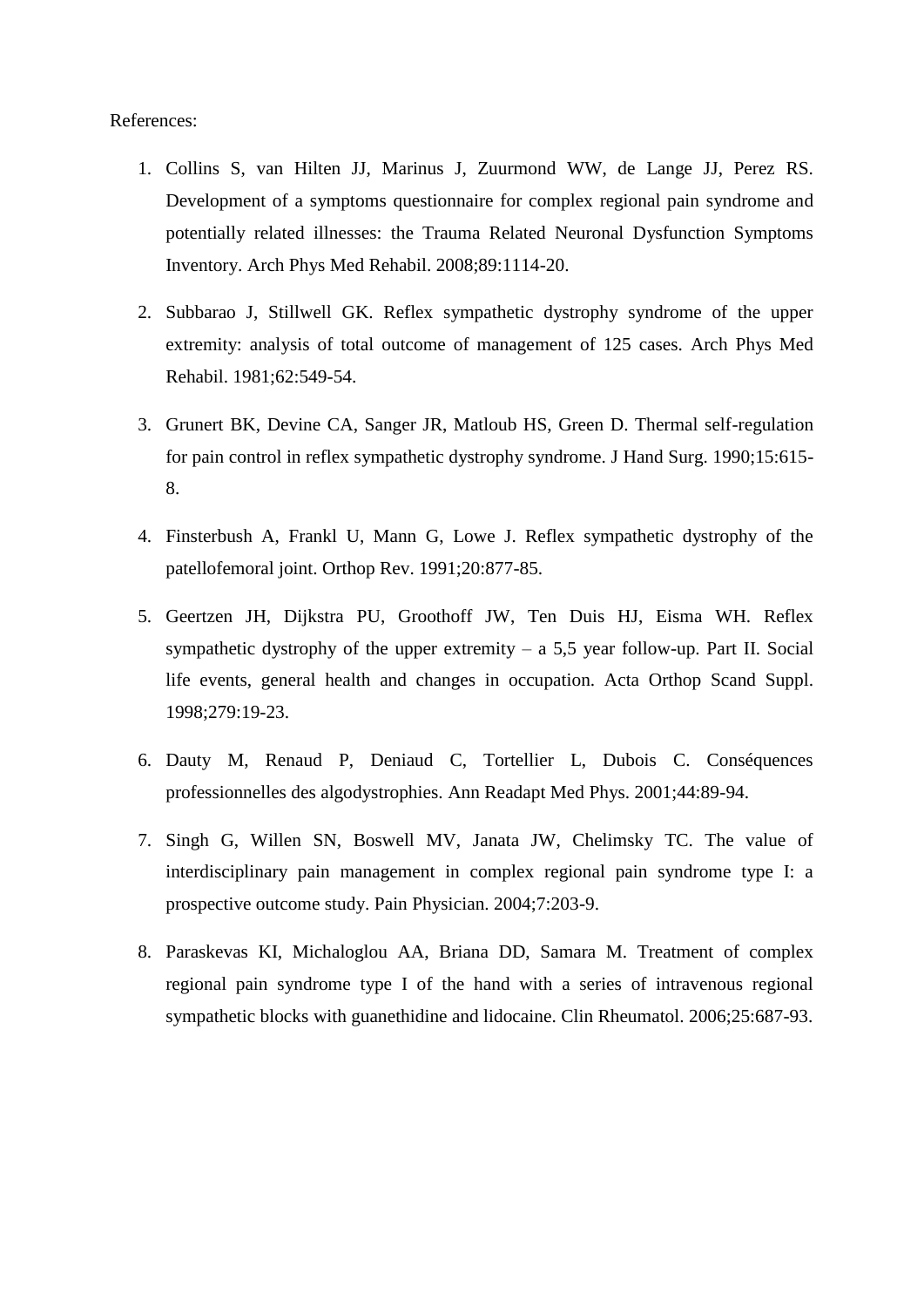References:

1. Collins S, van Hilten JJ, Marinus J, Zuurmond WW, de Lange JJ, Perez RS. Development of a symptoms questionnaire for complex regional pain syndrome and potentially related illnesses: the Trauma Related Neuronal Dysfunction Symptoms Inventory. Arch Phys Med Rehabil. 2008;89:1114-20.

2. Subbarao J, Stillwell GK. Reflex sympathetic dystrophy syndrome of the upper extremity: analysis of total outcome of management of 125 cases. Arch Phys Med Rehabil. 1981;62:549-54.

3. Grunert BK, Devine CA, Sanger JR, Matloub HS, Green D. Thermal self-regulation for pain control in reflex sympathetic dystrophy syndrome. J Hand Surg. 1990;15:615-8.

4. Finsterbush A, Frankl U, Mann G, Lowe J. Reflex sympathetic dystrophy of the patellofemoral joint. Orthop Rev. 1991;20:877-85.

5. Geertzen JH, Dijkstra PU, Groothoff JW, Ten Duis HJ, Eisma WH. Reflex sympathetic dystrophy of the upper extremity – a 5,5 year follow-up. Part II. Social life events, general health and changes in occupation. Acta Orthop Scand Suppl. 1998;279:19-23.

6. Dauty M, Renaud P, Deniaud C, Tortellier L, Dubois C. Conséquences professionnelles des algodystrophies. Ann Readapt Med Phys. 2001;44:89-94.

7. Singh G, Willen SN, Boswell MV, Janata JW, Chelimsky TC. The value of interdisciplinary pain management in complex regional pain syndrome type I: a prospective outcome study. Pain Physician. 2004;7:203-9.

8. Paraskevas KI, Michaloglou AA, Briana DD, Samara M. Treatment of complex regional pain syndrome type I of the hand with a series of intravenous regional sympathetic blocks with guanethidine and lidocaine. Clin Rheumatol. 2006;25:687-93.